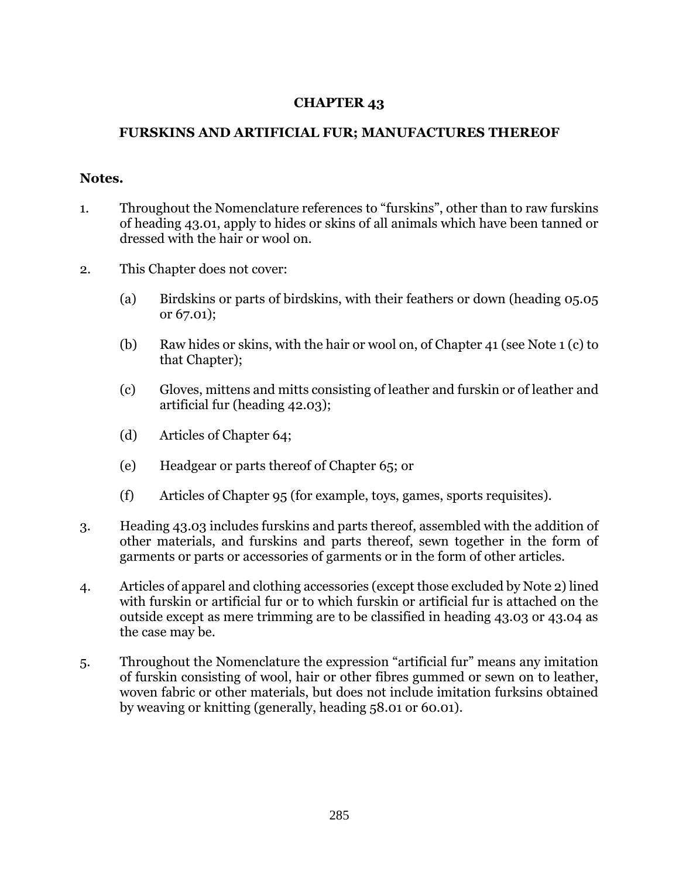# CHAPTER 43

## FURSKINS AND ARTIFICIAL FUR; MANUFACTURES THEREOF

**Notes.**

1. Throughout the Nomenclature references to "furskins", other than to raw furskins of heading 43.01, apply to hides or skins of all animals which have been tanned or dressed with the hair or wool on.

2. This Chapter does not cover:

   (a) Birdskins or parts of birdskins, with their feathers or down (heading 05.05 or 67.01);

   (b) Raw hides or skins, with the hair or wool on, of Chapter 41 (see Note 1 (c) to that Chapter);

   (c) Gloves, mittens and mitts consisting of leather and furskin or of leather and artificial fur (heading 42.03);

   (d) Articles of Chapter 64;

   (e) Headgear or parts thereof of Chapter 65; or

   (f) Articles of Chapter 95 (for example, toys, games, sports requisites).

3. Heading 43.03 includes furskins and parts thereof, assembled with the addition of other materials, and furskins and parts thereof, sewn together in the form of garments or parts or accessories of garments or in the form of other articles.

4. Articles of apparel and clothing accessories (except those excluded by Note 2) lined with furskin or artificial fur or to which furskin or artificial fur is attached on the outside except as mere trimming are to be classified in heading 43.03 or 43.04 as the case may be.

5. Throughout the Nomenclature the expression "artificial fur" means any imitation of furskin consisting of wool, hair or other fibres gummed or sewn on to leather, woven fabric or other materials, but does not include imitation furksins obtained by weaving or knitting (generally, heading 58.01 or 60.01).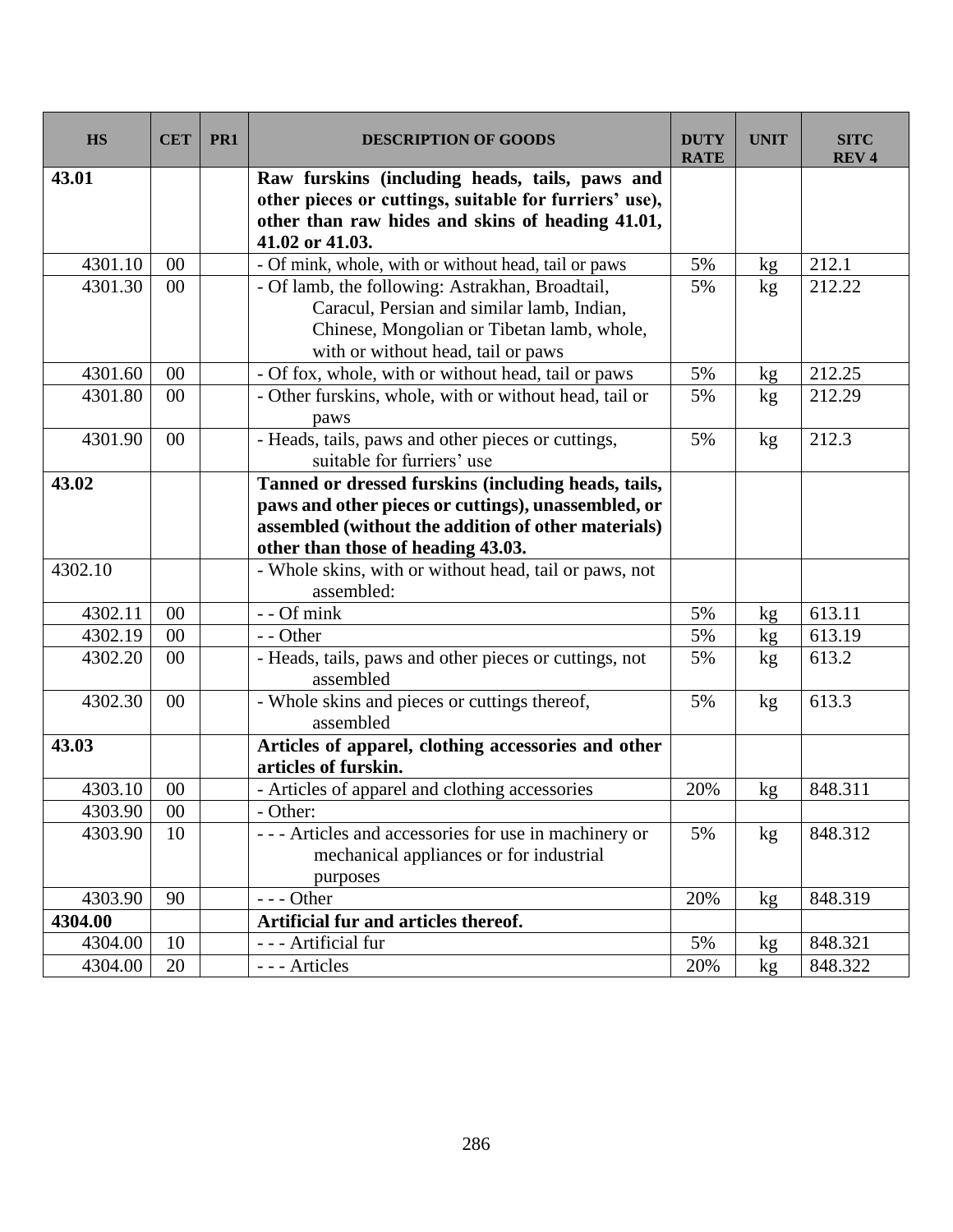| HS | CET | PR1 | DESCRIPTION OF GOODS | DUTY RATE | UNIT | SITC REV 4 |
|---|---|---|---|---|---|---|
| **43.01** | | | **Raw furskins (including heads, tails, paws and other pieces or cuttings, suitable for furriers' use), other than raw hides and skins of heading 41.01, 41.02 or 41.03.** | | | |
| 4301.10 | 00 | | - Of mink, whole, with or without head, tail or paws | 5% | kg | 212.1 |
| 4301.30 | 00 | | - Of lamb, the following: Astrakhan, Broadtail, Caracul, Persian and similar lamb, Indian, Chinese, Mongolian or Tibetan lamb, whole, with or without head, tail or paws | 5% | kg | 212.22 |
| 4301.60 | 00 | | - Of fox, whole, with or without head, tail or paws | 5% | kg | 212.25 |
| 4301.80 | 00 | | - Other furskins, whole, with or without head, tail or paws | 5% | kg | 212.29 |
| 4301.90 | 00 | | - Heads, tails, paws and other pieces or cuttings, suitable for furriers' use | 5% | kg | 212.3 |
| **43.02** | | | **Tanned or dressed furskins (including heads, tails, paws and other pieces or cuttings), unassembled, or assembled (without the addition of other materials) other than those of heading 43.03.** | | | |
| 4302.10 | | | - Whole skins, with or without head, tail or paws, not assembled: | | | |
| 4302.11 | 00 | | - - Of mink | 5% | kg | 613.11 |
| 4302.19 | 00 | | - - Other | 5% | kg | 613.19 |
| 4302.20 | 00 | | - Heads, tails, paws and other pieces or cuttings, not assembled | 5% | kg | 613.2 |
| 4302.30 | 00 | | - Whole skins and pieces or cuttings thereof, assembled | 5% | kg | 613.3 |
| **43.03** | | | **Articles of apparel, clothing accessories and other articles of furskin.** | | | |
| 4303.10 | 00 | | - Articles of apparel and clothing accessories | 20% | kg | 848.311 |
| 4303.90 | 00 | | - Other: | | | |
| 4303.90 | 10 | | - - - Articles and accessories for use in machinery or mechanical appliances or for industrial purposes | 5% | kg | 848.312 |
| 4303.90 | 90 | | - - - Other | 20% | kg | 848.319 |
| **4304.00** | | | **Artificial fur and articles thereof.** | | | |
| 4304.00 | 10 | | - - - Artificial fur | 5% | kg | 848.321 |
| 4304.00 | 20 | | - - - Articles | 20% | kg | 848.322 |